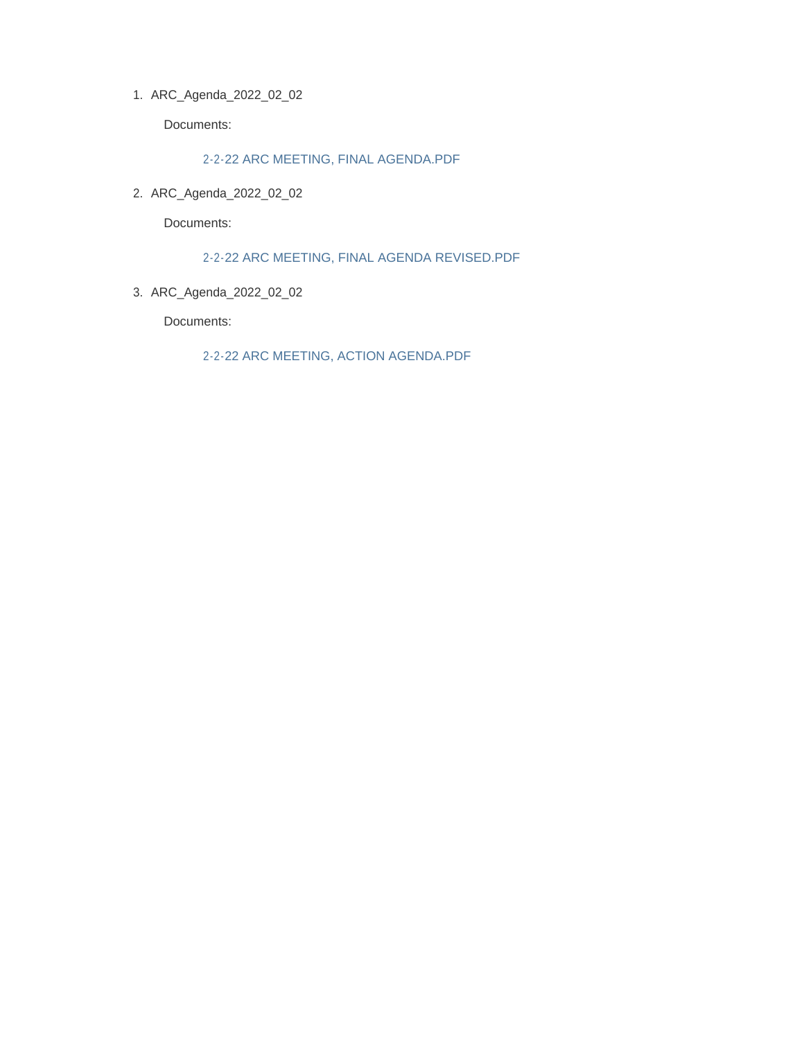1. ARC_Agenda_2022_02_02

   Documents:

   2-2-22 ARC MEETING, FINAL AGENDA.PDF

2. ARC_Agenda_2022_02_02

   Documents:

   2-2-22 ARC MEETING, FINAL AGENDA REVISED.PDF

3. ARC_Agenda_2022_02_02

   Documents:

   2-2-22 ARC MEETING, ACTION AGENDA.PDF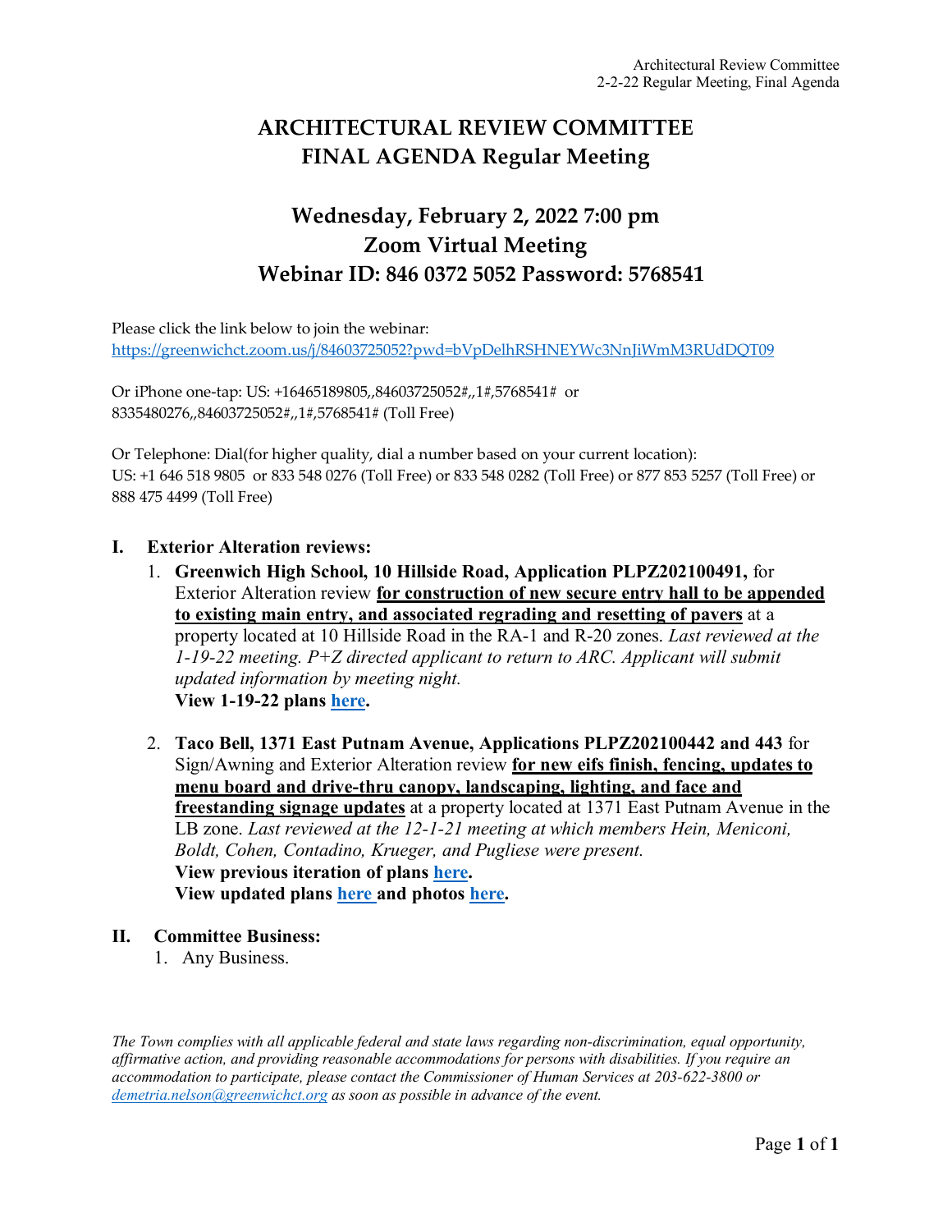# ARCHITECTURAL REVIEW COMMITTEE
# FINAL AGENDA Regular Meeting

## Wednesday, February 2, 2022 7:00 pm
## Zoom Virtual Meeting
## Webinar ID: 846 0372 5052 Password: 5768541

Please click the link below to join the webinar:
https://greenwichct.zoom.us/j/84603725052?pwd=bVpDelhRSHNEYWc3NnJiWmM3RUdDQT09

Or iPhone one-tap: US: +16465189805,,84603725052#,,1#,5768541# or 8335480276,,84603725052#,,1#,5768541# (Toll Free)

Or Telephone: Dial(for higher quality, dial a number based on your current location):
US: +1 646 518 9805 or 833 548 0276 (Toll Free) or 833 548 0282 (Toll Free) or 877 853 5257 (Toll Free) or 888 475 4499 (Toll Free)

**I. Exterior Alteration reviews:**

1. **Greenwich High School, 10 Hillside Road, Application PLPZ202100491,** for Exterior Alteration review **for construction of new secure entry hall to be appended to existing main entry, and associated regrading and resetting of pavers** at a property located at 10 Hillside Road in the RA-1 and R-20 zones. *Last reviewed at the 1-19-22 meeting. P+Z directed applicant to return to ARC. Applicant will submit updated information by meeting night.*
   **View 1-19-22 plans here.**

2. **Taco Bell, 1371 East Putnam Avenue, Applications PLPZ202100442 and 443** for Sign/Awning and Exterior Alteration review **for new eifs finish, fencing, updates to menu board and drive-thru canopy, landscaping, lighting, and face and freestanding signage updates** at a property located at 1371 East Putnam Avenue in the LB zone. *Last reviewed at the 12-1-21 meeting at which members Hein, Meniconi, Boldt, Cohen, Contadino, Krueger, and Pugliese were present.*
   **View previous iteration of plans here.**
   **View updated plans here and photos here.**

**II. Committee Business:**

1. Any Business.

*The Town complies with all applicable federal and state laws regarding non-discrimination, equal opportunity, affirmative action, and providing reasonable accommodations for persons with disabilities. If you require an accommodation to participate, please contact the Commissioner of Human Services at 203-622-3800 or demetria.nelson@greenwichct.org as soon as possible in advance of the event.*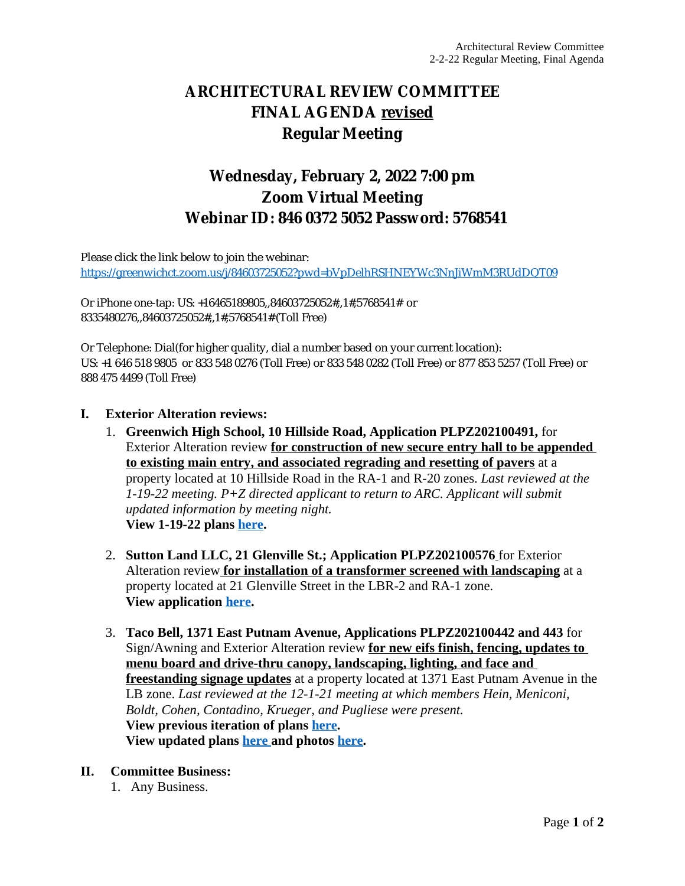# ARCHITECTURAL REVIEW COMMITTEE
# FINAL AGENDA <u>revised</u>
# Regular Meeting

## Wednesday, February 2, 2022 7:00 pm
## Zoom Virtual Meeting
## Webinar ID: 846 0372 5052 Password: 5768541

Please click the link below to join the webinar:
https://greenwichct.zoom.us/j/84603725052?pwd=bVpDelhRSHNEYWc3NnJiWmM3RUdDQT09

Or iPhone one-tap: US: +16465189805,,84603725052#,,1#,5768541# or
8335480276,,84603725052#,,1#,5768541# (Toll Free)

Or Telephone: Dial(for higher quality, dial a number based on your current location):
US: +1 646 518 9805 or 833 548 0276 (Toll Free) or 833 548 0282 (Toll Free) or 877 853 5257 (Toll Free) or 888 475 4499 (Toll Free)

**I. Exterior Alteration reviews:**

1. **Greenwich High School, 10 Hillside Road, Application PLPZ202100491,** for Exterior Alteration review **<u>for construction of new secure entry hall to be appended to existing main entry, and associated regrading and resetting of pavers</u>** at a property located at 10 Hillside Road in the RA-1 and R-20 zones. *Last reviewed at the 1-19-22 meeting. P+Z directed applicant to return to ARC. Applicant will submit updated information by meeting night.*
   **View 1-19-22 plans here.**

2. **Sutton Land LLC, 21 Glenville St.; Application PLPZ202100576** for Exterior Alteration review **<u>for installation of a transformer screened with landscaping</u>** at a property located at 21 Glenville Street in the LBR-2 and RA-1 zone.
   **View application here.**

3. **Taco Bell, 1371 East Putnam Avenue, Applications PLPZ202100442 and 443** for Sign/Awning and Exterior Alteration review **<u>for new eifs finish, fencing, updates to menu board and drive-thru canopy, landscaping, lighting, and face and freestanding signage updates</u>** at a property located at 1371 East Putnam Avenue in the LB zone. *Last reviewed at the 12-1-21 meeting at which members Hein, Meniconi, Boldt, Cohen, Contadino, Krueger, and Pugliese were present.*
   **View previous iteration of plans here.**
   **View updated plans here and photos here.**

**II. Committee Business:**

1. Any Business.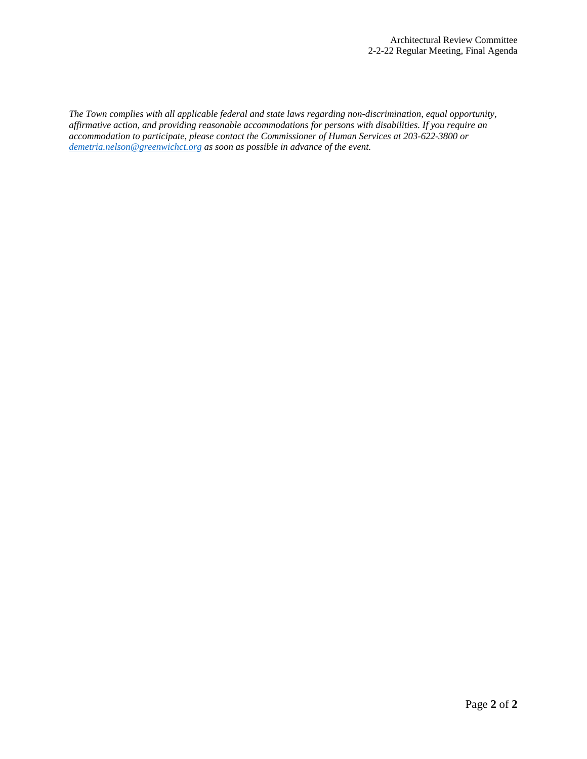*The Town complies with all applicable federal and state laws regarding non-discrimination, equal opportunity, affirmative action, and providing reasonable accommodations for persons with disabilities. If you require an accommodation to participate, please contact the Commissioner of Human Services at 203-622-3800 or [demetria.nelson@greenwichct.org](mailto:demetria.nelson@greenwichct.org) as soon as possible in advance of the event.*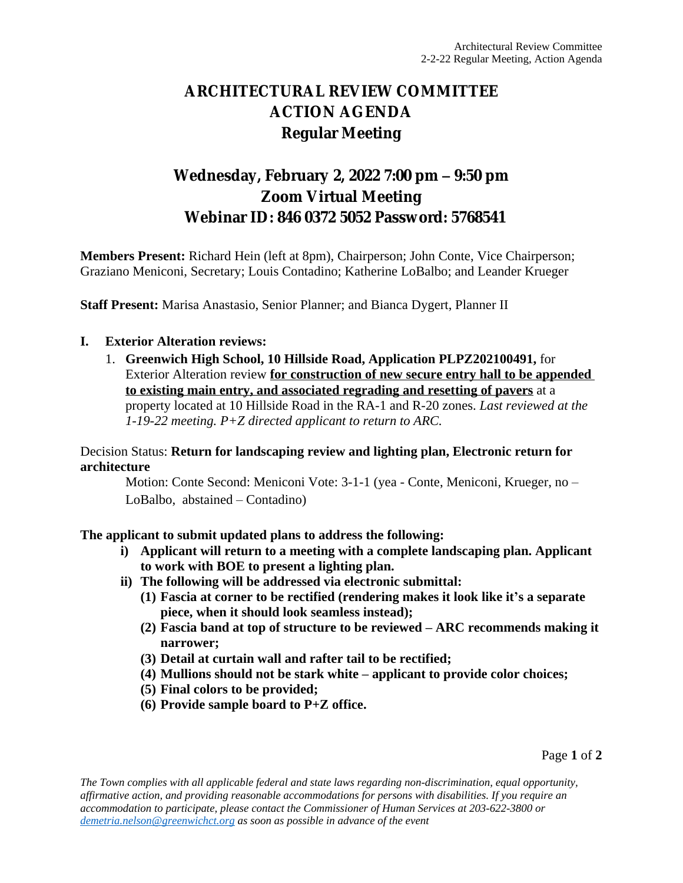# ARCHITECTURAL REVIEW COMMITTEE
# ACTION AGENDA
## Regular Meeting

## Wednesday, February 2, 2022 7:00 pm – 9:50 pm
## Zoom Virtual Meeting
## Webinar ID: 846 0372 5052 Password: 5768541

**Members Present:** Richard Hein (left at 8pm), Chairperson; John Conte, Vice Chairperson; Graziano Meniconi, Secretary; Louis Contadino; Katherine LoBalbo; and Leander Krueger

**Staff Present:** Marisa Anastasio, Senior Planner; and Bianca Dygert, Planner II

**I. Exterior Alteration reviews:**

1. **Greenwich High School, 10 Hillside Road, Application PLPZ202100491,** for Exterior Alteration review **<u>for construction of new secure entry hall to be appended to existing main entry, and associated regrading and resetting of pavers</u>** at a property located at 10 Hillside Road in the RA-1 and R-20 zones. *Last reviewed at the 1-19-22 meeting. P+Z directed applicant to return to ARC.*

Decision Status: **Return for landscaping review and lighting plan, Electronic return for architecture**

Motion: Conte Second: Meniconi Vote: 3-1-1 (yea - Conte, Meniconi, Krueger, no – LoBalbo, abstained – Contadino)

**The applicant to submit updated plans to address the following:**

- **i) Applicant will return to a meeting with a complete landscaping plan. Applicant to work with BOE to present a lighting plan.**
- **ii) The following will be addressed via electronic submittal:**
  - **(1) Fascia at corner to be rectified (rendering makes it look like it's a separate piece, when it should look seamless instead);**
  - **(2) Fascia band at top of structure to be reviewed – ARC recommends making it narrower;**
  - **(3) Detail at curtain wall and rafter tail to be rectified;**
  - **(4) Mullions should not be stark white – applicant to provide color choices;**
  - **(5) Final colors to be provided;**
  - **(6) Provide sample board to P+Z office.**

*The Town complies with all applicable federal and state laws regarding non-discrimination, equal opportunity, affirmative action, and providing reasonable accommodations for persons with disabilities. If you require an accommodation to participate, please contact the Commissioner of Human Services at 203-622-3800 or demetria.nelson@greenwichct.org as soon as possible in advance of the event*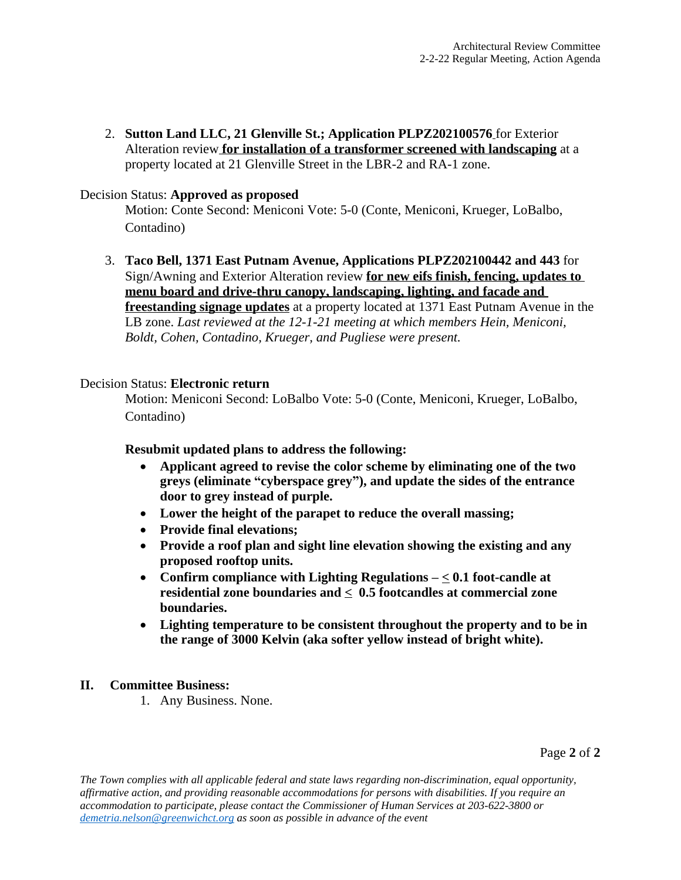2. **Sutton Land LLC, 21 Glenville St.; Application PLPZ202100576** for Exterior Alteration review **for installation of a transformer screened with landscaping** at a property located at 21 Glenville Street in the LBR-2 and RA-1 zone.

Decision Status: **Approved as proposed**

Motion: Conte Second: Meniconi Vote: 5-0 (Conte, Meniconi, Krueger, LoBalbo, Contadino)

3. **Taco Bell, 1371 East Putnam Avenue, Applications PLPZ202100442 and 443** for Sign/Awning and Exterior Alteration review **for new eifs finish, fencing, updates to menu board and drive-thru canopy, landscaping, lighting, and facade and freestanding signage updates** at a property located at 1371 East Putnam Avenue in the LB zone. *Last reviewed at the 12-1-21 meeting at which members Hein, Meniconi, Boldt, Cohen, Contadino, Krueger, and Pugliese were present.*

Decision Status: **Electronic return**

Motion: Meniconi Second: LoBalbo Vote: 5-0 (Conte, Meniconi, Krueger, LoBalbo, Contadino)

**Resubmit updated plans to address the following:**

- **Applicant agreed to revise the color scheme by eliminating one of the two greys (eliminate "cyberspace grey"), and update the sides of the entrance door to grey instead of purple.**
- **Lower the height of the parapet to reduce the overall massing;**
- **Provide final elevations;**
- **Provide a roof plan and sight line elevation showing the existing and any proposed rooftop units.**
- **Confirm compliance with Lighting Regulations – ≤ 0.1 foot-candle at residential zone boundaries and ≤ 0.5 footcandles at commercial zone boundaries.**
- **Lighting temperature to be consistent throughout the property and to be in the range of 3000 Kelvin (aka softer yellow instead of bright white).**

## II. Committee Business:

1. Any Business. None.

*The Town complies with all applicable federal and state laws regarding non-discrimination, equal opportunity, affirmative action, and providing reasonable accommodations for persons with disabilities. If you require an accommodation to participate, please contact the Commissioner of Human Services at 203-622-3800 or [demetria.nelson@greenwichct.org](mailto:demetria.nelson@greenwichct.org) as soon as possible in advance of the event*